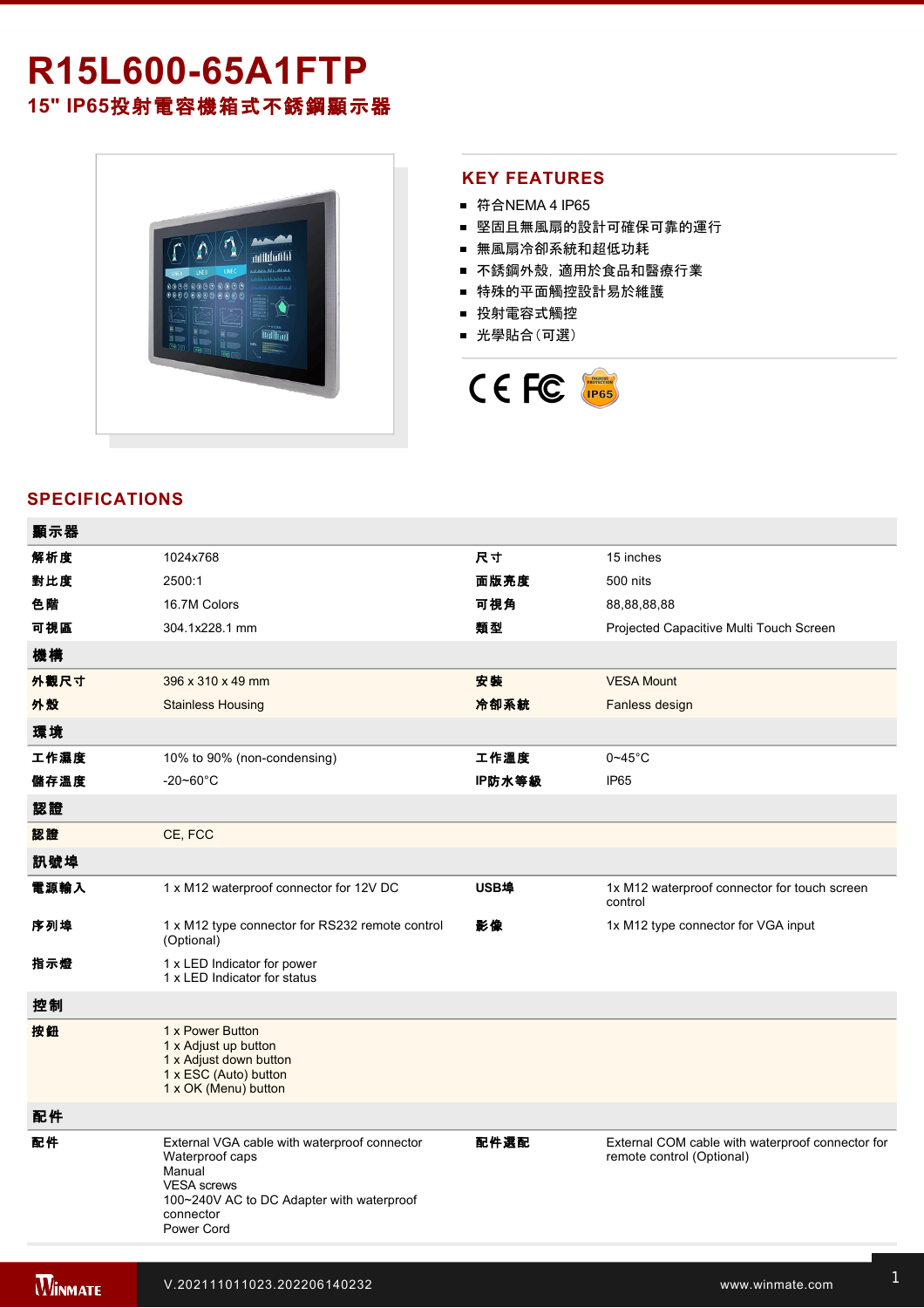# R15L600-65A1FTP

## 15" IP65投射電容機箱式不銹鋼顯示器

## KEY FEATURES

- 符合NEMA 4 IP65
- 堅固且無風扇的設計可確保可靠的運行
- 無風扇冷卻系統和超低功耗
- 不銹鋼外殼，適用於食品和醫療行業
- 特殊的平面觸控設計易於維護
- 投射電容式觸控
- 光學貼合（可選）

## SPECIFICATIONS

| 顯示器 | | | |
|---|---|---|---|
| 解析度 | 1024x768 | 尺寸 | 15 inches |
| 對比度 | 2500:1 | 面版亮度 | 500 nits |
| 色階 | 16.7M Colors | 可視角 | 88,88,88,88 |
| 可視區 | 304.1x228.1 mm | 類型 | Projected Capacitive Multi Touch Screen |
| **機構** | | | |
| 外觀尺寸 | 396 x 310 x 49 mm | 安裝 | VESA Mount |
| 外殼 | Stainless Housing | 冷卻系統 | Fanless design |
| **環境** | | | |
| 工作濕度 | 10% to 90% (non-condensing) | 工作溫度 | 0~45°C |
| 儲存溫度 | -20~60°C | IP防水等級 | IP65 |
| **認證** | | | |
| 認證 | CE, FCC | | |
| **訊號埠** | | | |
| 電源輸入 | 1 x M12 waterproof connector for 12V DC | USB埠 | 1x M12 waterproof connector for touch screen control |
| 序列埠 | 1 x M12 type connector for RS232 remote control (Optional) | 影像 | 1x M12 type connector for VGA input |
| 指示燈 | 1 x LED Indicator for power<br>1 x LED Indicator for status | | |
| **控制** | | | |
| 按鈕 | 1 x Power Button<br>1 x Adjust up button<br>1 x Adjust down button<br>1 x ESC (Auto) button<br>1 x OK (Menu) button | | |
| **配件** | | | |
| 配件 | External VGA cable with waterproof connector<br>Waterproof caps<br>Manual<br>VESA screws<br>100~240V AC to DC Adapter with waterproof connector<br>Power Cord | 配件選配 | External COM cable with waterproof connector for remote control (Optional) |

V.202111011023.202206140232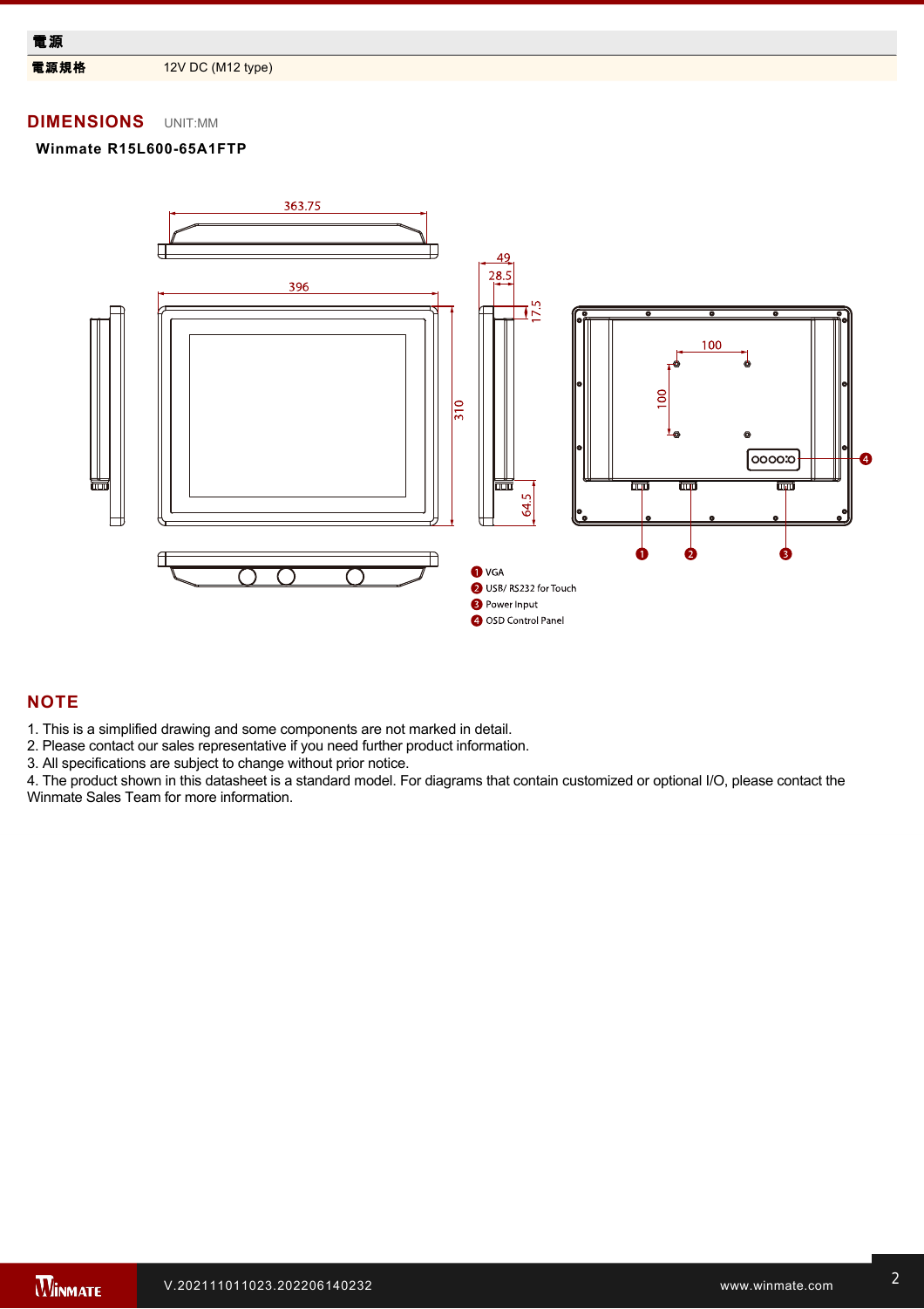## 電源

| | |
|---|---|
| 電源規格 | 12V DC (M12 type) |

## DIMENSIONS UNIT:MM

**Winmate R15L600-65A1FTP**

363.75

396

49

28.5

17.5

310

64.5

100

100

1. VGA
2. USB/ RS232 for Touch
3. Power Input
4. OSD Control Panel

## NOTE

1. This is a simplified drawing and some components are not marked in detail.
2. Please contact our sales representative if you need further product information.
3. All specifications are subject to change without prior notice.
4. The product shown in this datasheet is a standard model. For diagrams that contain customized or optional I/O, please contact the Winmate Sales Team for more information.